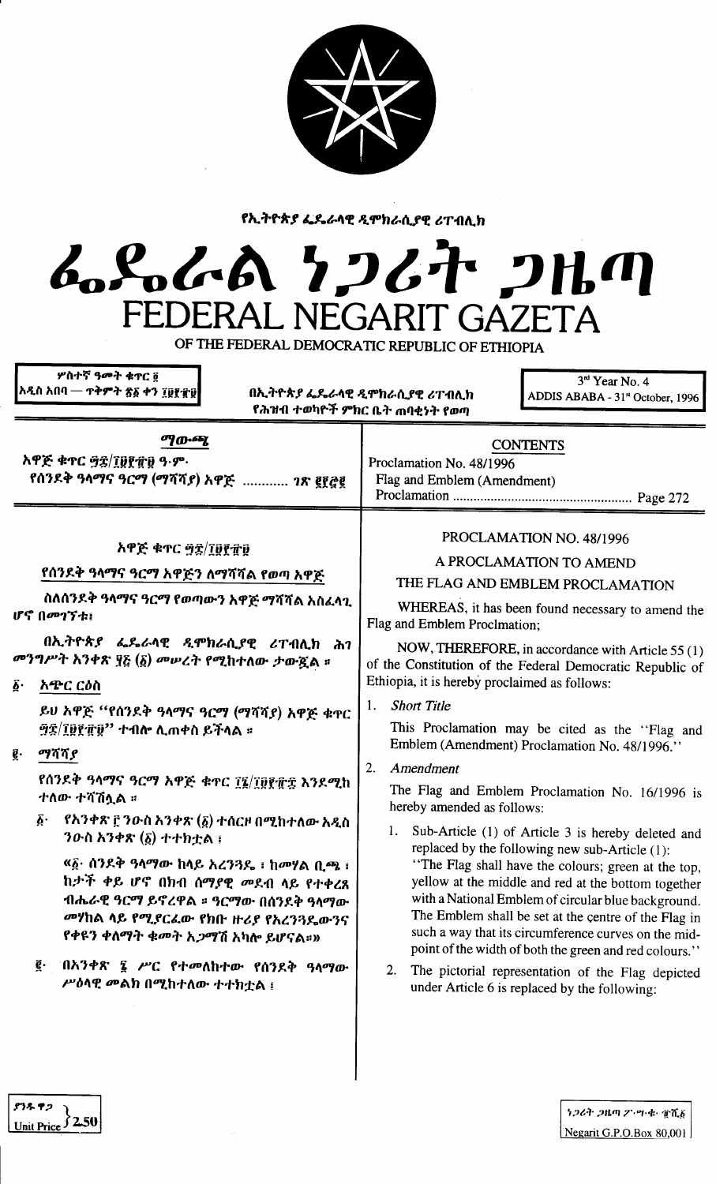የኢትዮጵያ ፌዴራላዊ ዲሞክራሲያዊ ሪፐብሊክ

# ፌዴራል ነጋሪት ጋዜጣ

# FEDERAL NEGARIT GAZETA

OF THE FEDERAL DEMOCRATIC REPUBLIC OF ETHIOPIA

ሦስተኛ ዓመት ቁጥር ፬
አዲስ አበባ — ጥቅምት ፳፩ ቀን ፲፱፻፹፱

በኢትዮጵያ ፌዴራላዊ ዲሞክራሲያዊ ሪፐብሊክ
የሕዝብ ተወካዮች ምክር ቤት ጠባቂነት የወጣ

3rd Year No. 4
ADDIS ABABA - 31st October, 1996

## ማውጫ

አዋጅ ቁጥር ፵፰/፲፱፻፹፱ ዓ.ም.
የሰንደቅ ዓላማና ዓርማ (ማሻሻያ) አዋጅ ............ ገጽ ፪፻፸፪

## CONTENTS

Proclamation No. 48/1996
Flag and Emblem (Amendment) Proclamation ...................................................... Page 272

## አዋጅ ቁጥር ፵፰/፲፱፻፹፱

### የሰንደቅ ዓላማና ዓርማ አዋጅን ለማሻሻል የወጣ አዋጅ

ስለሰንደቅ ዓላማና ዓርማ የወጣውን አዋጅ ማሻሻል አስፈላጊ ሆኖ በመገኘቱ፤

በኢትዮጵያ ፌዴራላዊ ዲሞክራሲያዊ ሪፐብሊክ ሕገ መንግሥት አንቀጽ ፶፭ (፩) መሠረት የሚከተለው ታውጇል ።

፩· አጭር ርዕስ

ይህ አዋጅ "የሰንደቅ ዓላማና ዓርማ (ማሻሻያ) አዋጅ ቁጥር ፵፰/፲፱፻፹፱" ተብሎ ሊጠቀስ ይችላል ።

፪· ማሻሻያ

የሰንደቅ ዓላማና ዓርማ አዋጅ ቁጥር ፲፮/፲፱፻፹፰ እንደሚከተለው ተሻሽሏል ።

፩· የአንቀጽ ፫ ንዑስ አንቀጽ (፩) ተሰርዞ በሚከተለው አዲስ ንዑስ አንቀጽ (፩) ተተክቷል ፤

«፩· ሰንደቅ ዓላማው ከላይ አረንጓዴ ፤ ከመሃል ቢጫ ፤ ከታች ቀይ ሆኖ በክብ ሰማያዊ መደብ ላይ የተቀረጸ ብሔራዊ ዓርማ ይኖረዋል ። ዓርማው በሰንደቅ ዓላማው መሃከል ላይ የሚያርፈው የክቡ ዙሪያ የአረንጓዴውንና የቀዩን ቀለማት ቁመት አጋማሽ አካሎ ይሆናል።»

፪· በአንቀጽ ፮ ሥር የተመለከተው የሰንደቅ ዓላማው ሥዕላዊ መልክ በሚከተለው ተተክቷል ፤

## PROCLAMATION NO. 48/1996

### A PROCLAMATION TO AMEND THE FLAG AND EMBLEM PROCLAMATION

WHEREAS, it has been found necessary to amend the Flag and Emblem Proclmation;

NOW, THEREFORE, in accordance with Article 55 (1) of the Constitution of the Federal Democratic Republic of Ethiopia, it is hereby proclaimed as follows:

1. *Short Title*

   This Proclamation may be cited as the "Flag and Emblem (Amendment) Proclamation No. 48/1996."

2. *Amendment*

   The Flag and Emblem Proclamation No. 16/1996 is hereby amended as follows:

   1. Sub-Article (1) of Article 3 is hereby deleted and replaced by the following new sub-Article (1):
      "The Flag shall have the colours; green at the top, yellow at the middle and red at the bottom together with a National Emblem of circular blue background. The Emblem shall be set at the çentre of the Flag in such a way that its circumference curves on the mid-point of the width of both the green and red colours."
   2. The pictorial representation of the Flag depicted under Article 6 is replaced by the following:

ያንዱ ዋጋ
Unit Price 2.50

ነጋሪት ጋዜጣ ፖ.ሣ.ቁ. ፹ሺ፩
Negarit G.P.O.Box 80,001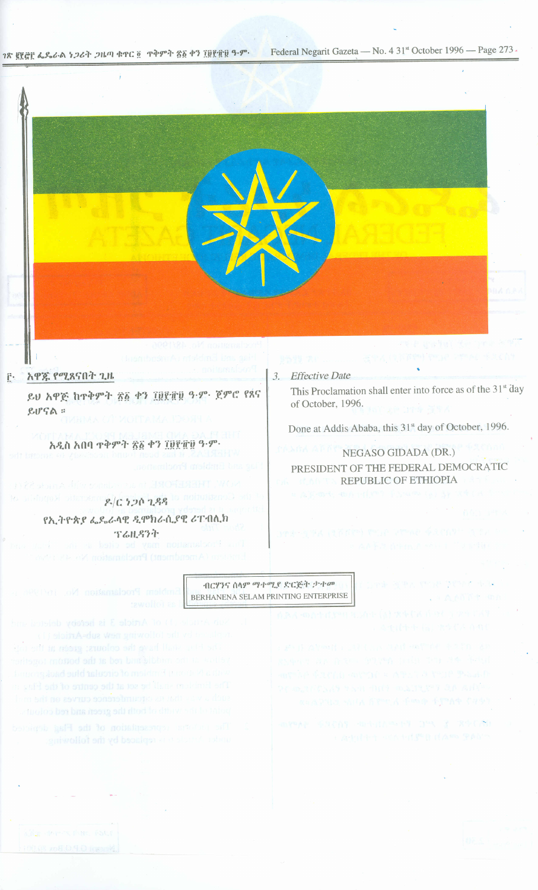፫· አዋጁ የሚጸናበት ጊዜ

ይህ አዋጅ ከጥቅምት ፳፩ ቀን ፲፱፻፹፱ ዓ·ም· ጀምሮ የጸና ይሆናል ።

አዲስ አበባ ጥቅምት ፳፩ ቀን ፲፱፻፹፱ ዓ·ም·

ዶ/ር ነጋሶ ጊዳዳ

የኢትዮጵያ ፌዴራላዊ ዲሞክራሲያዊ ሪፐብሊክ ፕሬዚዳንት

3. *Effective Date*

This Proclamation shall enter into force as of the 31st day of October, 1996.

Done at Addis Ababa, this 31st day of October, 1996.

NEGASO GIDADA (DR.)

PRESIDENT OF THE FEDERAL DEMOCRATIC REPUBLIC OF ETHIOPIA

ብርሃንና ሰላም ማተሚያ ድርጅት ታተመ

BERHANENA SELAM PRINTING ENTERPRISE